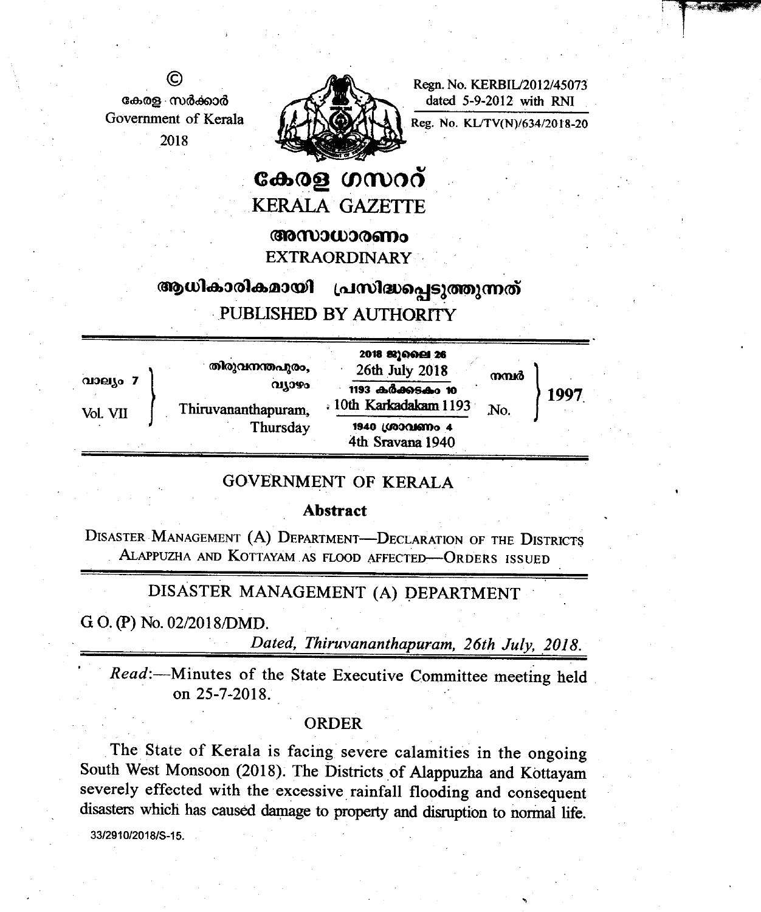©
കേരള സർക്കാർ
Government of Kerala
2018

Regn. No. KERBIL/2012/45073
dated 5-9-2012 with RNI

Reg. No. KL/TV(N)/634/2018-20

# കേരള ഗസറ്റ്
# KERALA GAZETTE

## അസാധാരണം
## EXTRAORDINARY

### ആധികാരികമായി പ്രസിദ്ധപ്പെടുത്തുന്നത്
### PUBLISHED BY AUTHORITY

| | | | | |
|---|---|---|---|---|
| വാല്യം 7 / Vol. VII | തിരുവനന്തപുരം, വ്യാഴം / Thiruvananthapuram, Thursday | 2018 ജൂലൈ 26 / 26th July 2018 / 1193 കർക്കടകം 10 / 10th Karkadakam 1193 / 1940 ശ്രാവണം 4 / 4th Sravana 1940 | നമ്പർ / No. | 1997 |

## GOVERNMENT OF KERALA

**Abstract**

Disaster Management (A) Department—Declaration of the Districts Alappuzha and Kottayam as flood affected—Orders issued

## DISASTER MANAGEMENT (A) DEPARTMENT

G. O. (P) No. 02/2018/DMD.

*Dated, Thiruvananthapuram, 26th July, 2018.*

*Read*:—Minutes of the State Executive Committee meeting held on 25-7-2018.

### ORDER

The State of Kerala is facing severe calamities in the ongoing South West Monsoon (2018). The Districts of Alappuzha and Kottayam severely effected with the excessive rainfall flooding and consequent disasters which has caused damage to property and disruption to normal life.

33/2910/2018/S-15.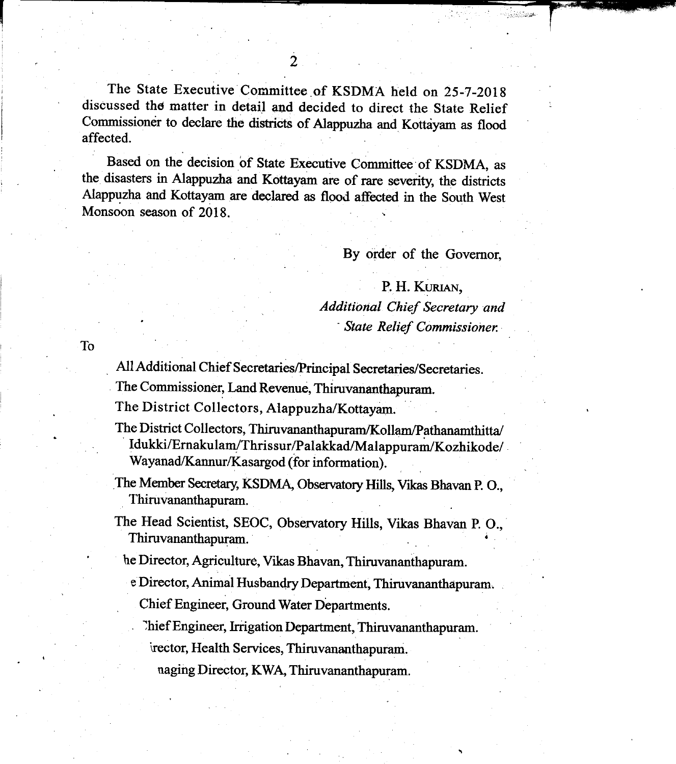The State Executive Committee of KSDMA held on 25-7-2018 discussed the matter in detail and decided to direct the State Relief Commissioner to declare the districts of Alappuzha and Kottayam as flood affected.

Based on the decision of State Executive Committee of KSDMA, as the disasters in Alappuzha and Kottayam are of rare severity, the districts Alappuzha and Kottayam are declared as flood affected in the South West Monsoon season of 2018.

By order of the Governor,

P. H. KURIAN,
*Additional Chief Secretary and*
*State Relief Commissioner.*

To

All Additional Chief Secretaries/Principal Secretaries/Secretaries.

The Commissioner, Land Revenue, Thiruvananthapuram.

The District Collectors, Alappuzha/Kottayam.

The District Collectors, Thiruvananthapuram/Kollam/Pathanamthitta/Idukki/Ernakulam/Thrissur/Palakkad/Malappuram/Kozhikode/Wayanad/Kannur/Kasargod (for information).

The Member Secretary, KSDMA, Observatory Hills, Vikas Bhavan P. O., Thiruvananthapuram.

The Head Scientist, SEOC, Observatory Hills, Vikas Bhavan P. O., Thiruvananthapuram.

he Director, Agriculture, Vikas Bhavan, Thiruvananthapuram.

e Director, Animal Husbandry Department, Thiruvananthapuram.

Chief Engineer, Ground Water Departments.

Chief Engineer, Irrigation Department, Thiruvananthapuram.

irector, Health Services, Thiruvananthapuram.

naging Director, KWA, Thiruvananthapuram.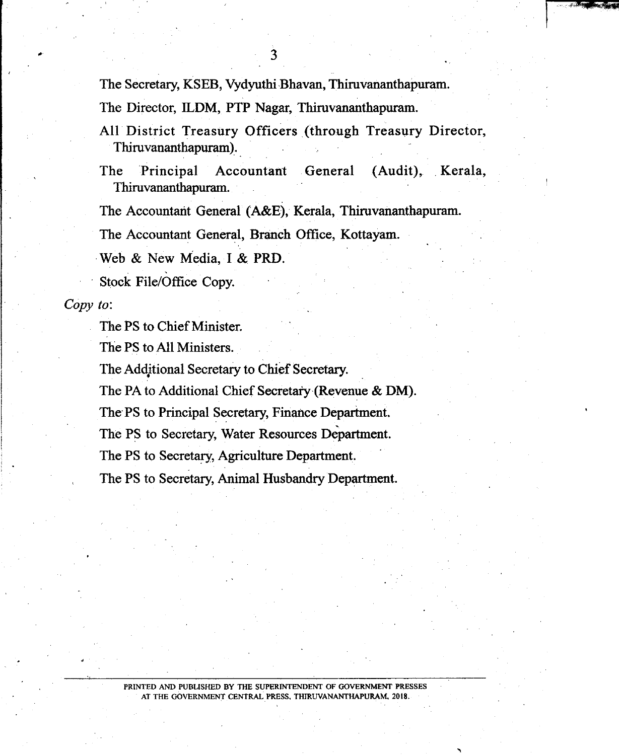The Secretary, KSEB, Vydyuthi Bhavan, Thiruvananthapuram.

The Director, ILDM, PTP Nagar, Thiruvananthapuram.

All District Treasury Officers (through Treasury Director, Thiruvananthapuram).

The Principal Accountant General (Audit), Kerala, Thiruvananthapuram.

The Accountant General (A&E), Kerala, Thiruvananthapuram.

The Accountant General, Branch Office, Kottayam.

Web & New Media, I & PRD.

Stock File/Office Copy.

*Copy to*:

The PS to Chief Minister.

The PS to All Ministers.

The Additional Secretary to Chief Secretary.

The PA to Additional Chief Secretary (Revenue & DM).

The PS to Principal Secretary, Finance Department.

The PS to Secretary, Water Resources Department.

The PS to Secretary, Agriculture Department.

The PS to Secretary, Animal Husbandry Department.

PRINTED AND PUBLISHED BY THE SUPERINTENDENT OF GOVERNMENT PRESSES AT THE GOVERNMENT CENTRAL PRESS, THIRUVANANTHAPURAM, 2018.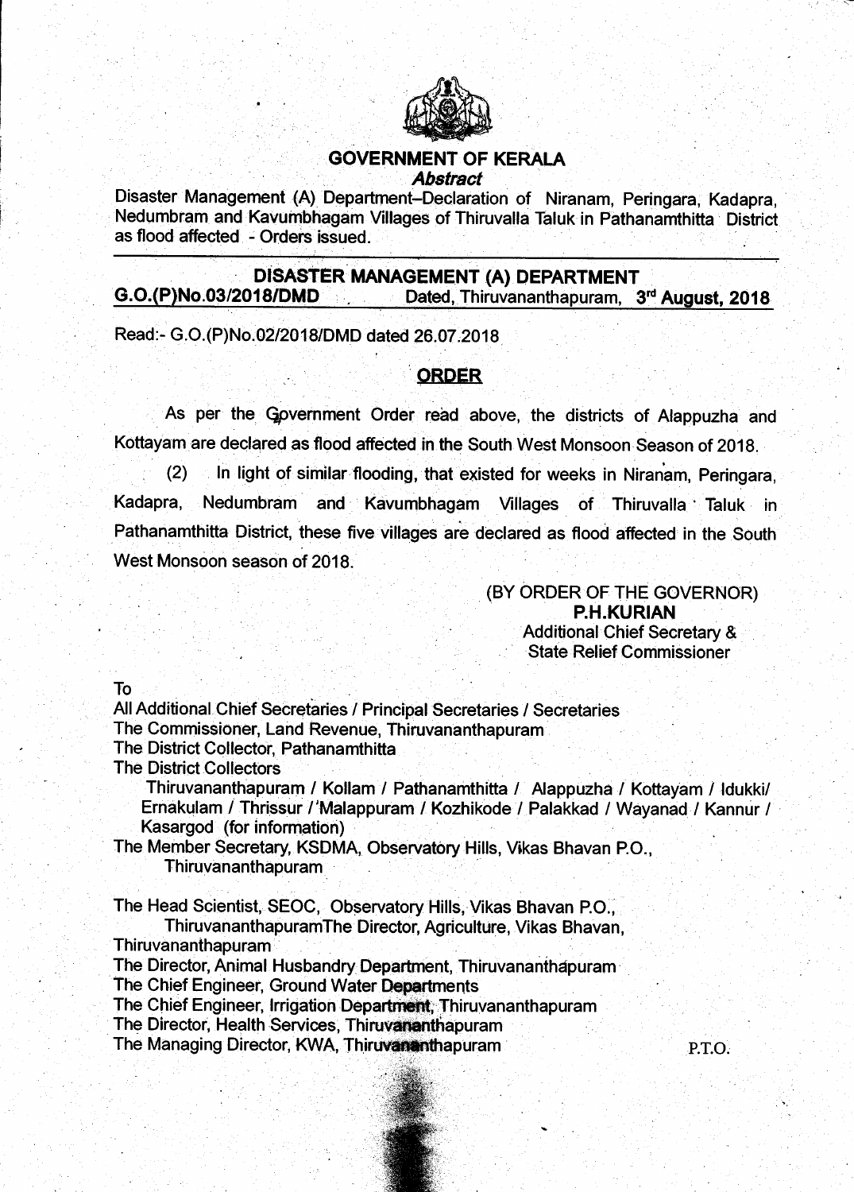# GOVERNMENT OF KERALA

***Abstract***

Disaster Management (A) Department–Declaration of Niranam, Peringara, Kadapra, Nedumbram and Kavumbhagam Villages of Thiruvalla Taluk in Pathanamthitta District as flood affected - Orders issued.

## DISASTER MANAGEMENT (A) DEPARTMENT

**G.O.(P)No.03/2018/DMD** Dated, Thiruvananthapuram, **3rd August, 2018**

Read:- G.O.(P)No.02/2018/DMD dated 26.07.2018

## ORDER

As per the Government Order read above, the districts of Alappuzha and Kottayam are declared as flood affected in the South West Monsoon Season of 2018.

(2) In light of similar flooding, that existed for weeks in Niranam, Peringara, Kadapra, Nedumbram and Kavumbhagam Villages of Thiruvalla Taluk in Pathanamthitta District, these five villages are declared as flood affected in the South West Monsoon season of 2018.

(BY ORDER OF THE GOVERNOR)
**P.H.KURIAN**
Additional Chief Secretary &
State Relief Commissioner

To

All Additional Chief Secretaries / Principal Secretaries / Secretaries
The Commissioner, Land Revenue, Thiruvananthapuram
The District Collector, Pathanamthitta
The District Collectors
Thiruvananthapuram / Kollam / Pathanamthitta / Alappuzha / Kottayam / Idukki/ Ernakulam / Thrissur / Malappuram / Kozhikode / Palakkad / Wayanad / Kannur / Kasargod (for information)
The Member Secretary, KSDMA, Observatory Hills, Vikas Bhavan P.O., Thiruvananthapuram

The Head Scientist, SEOC, Observatory Hills, Vikas Bhavan P.O., ThiruvananthapuramThe Director, Agriculture, Vikas Bhavan, Thiruvananthapuram
The Director, Animal Husbandry Department, Thiruvananthapuram
The Chief Engineer, Ground Water Departments
The Chief Engineer, Irrigation Department, Thiruvananthapuram
The Director, Health Services, Thiruvananthapuram
The Managing Director, KWA, Thiruvananthapuram

P.T.O.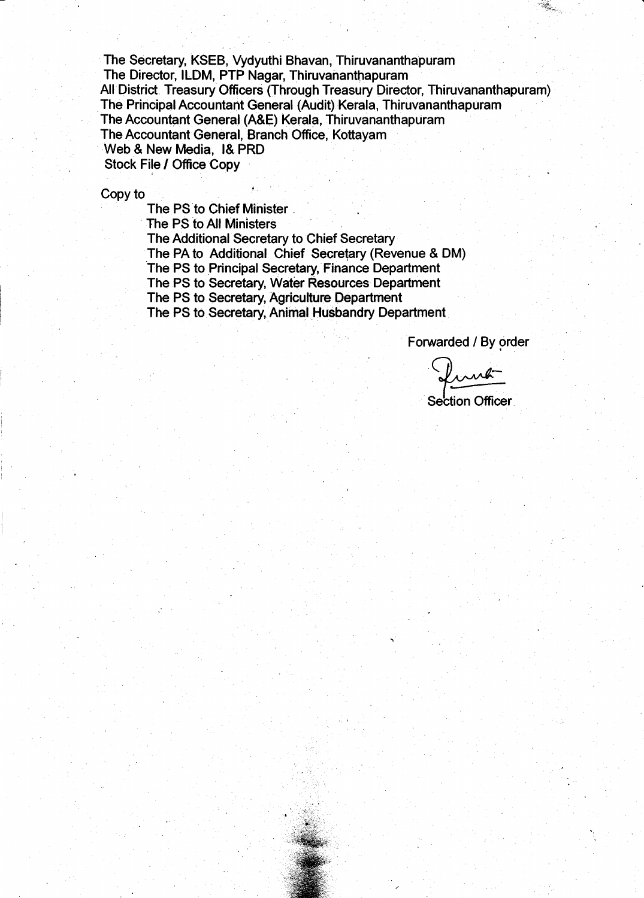The Secretary, KSEB, Vydyuthi Bhavan, Thiruvananthapuram
The Director, ILDM, PTP Nagar, Thiruvananthapuram
All District Treasury Officers (Through Treasury Director, Thiruvananthapuram)
The Principal Accountant General (Audit) Kerala, Thiruvananthapuram
The Accountant General (A&E) Kerala, Thiruvananthapuram
The Accountant General, Branch Office, Kottayam
Web & New Media, I& PRD
Stock File / Office Copy

Copy to

- The PS to Chief Minister
- The PS to All Ministers
- The Additional Secretary to Chief Secretary
- The PA to Additional Chief Secretary (Revenue & DM)
- The PS to Principal Secretary, Finance Department
- The PS to Secretary, Water Resources Department
- The PS to Secretary, Agriculture Department
- The PS to Secretary, Animal Husbandry Department

Forwarded / By order

Section Officer